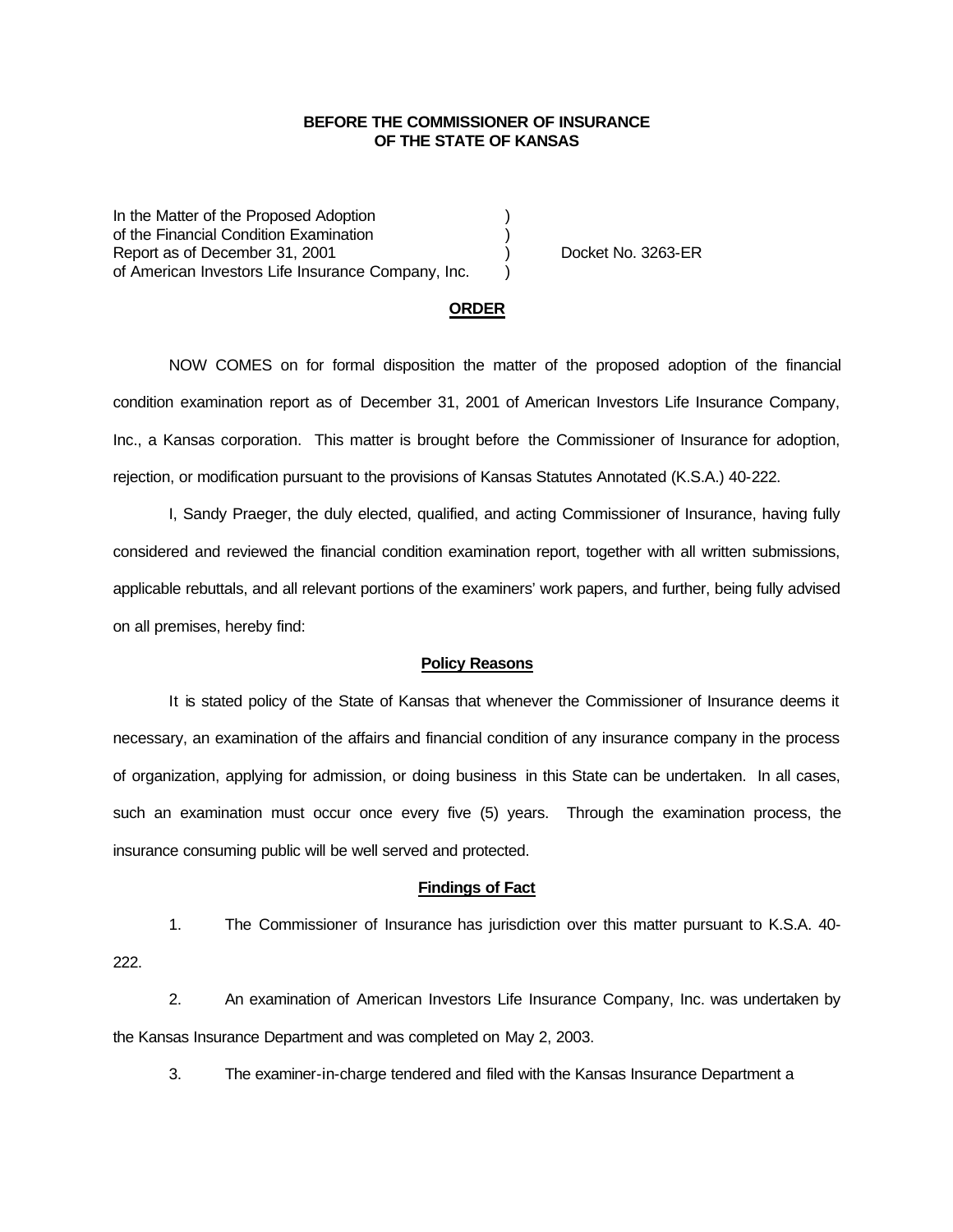**BEFORE THE COMMISSIONER OF INSURANCE**
**OF THE STATE OF KANSAS**

| | | |
|---|---|---|
| In the Matter of the Proposed Adoption | ) | |
| of the Financial Condition Examination | ) | |
| Report as of December 31, 2001 | ) | Docket No. 3263-ER |
| of American Investors Life Insurance Company, Inc. | ) | |

**ORDER**

NOW COMES on for formal disposition the matter of the proposed adoption of the financial condition examination report as of December 31, 2001 of American Investors Life Insurance Company, Inc., a Kansas corporation. This matter is brought before the Commissioner of Insurance for adoption, rejection, or modification pursuant to the provisions of Kansas Statutes Annotated (K.S.A.) 40-222.

I, Sandy Praeger, the duly elected, qualified, and acting Commissioner of Insurance, having fully considered and reviewed the financial condition examination report, together with all written submissions, applicable rebuttals, and all relevant portions of the examiners' work papers, and further, being fully advised on all premises, hereby find:

**Policy Reasons**

It is stated policy of the State of Kansas that whenever the Commissioner of Insurance deems it necessary, an examination of the affairs and financial condition of any insurance company in the process of organization, applying for admission, or doing business in this State can be undertaken. In all cases, such an examination must occur once every five (5) years. Through the examination process, the insurance consuming public will be well served and protected.

**Findings of Fact**

1. The Commissioner of Insurance has jurisdiction over this matter pursuant to K.S.A. 40-222.

2. An examination of American Investors Life Insurance Company, Inc. was undertaken by the Kansas Insurance Department and was completed on May 2, 2003.

3. The examiner-in-charge tendered and filed with the Kansas Insurance Department a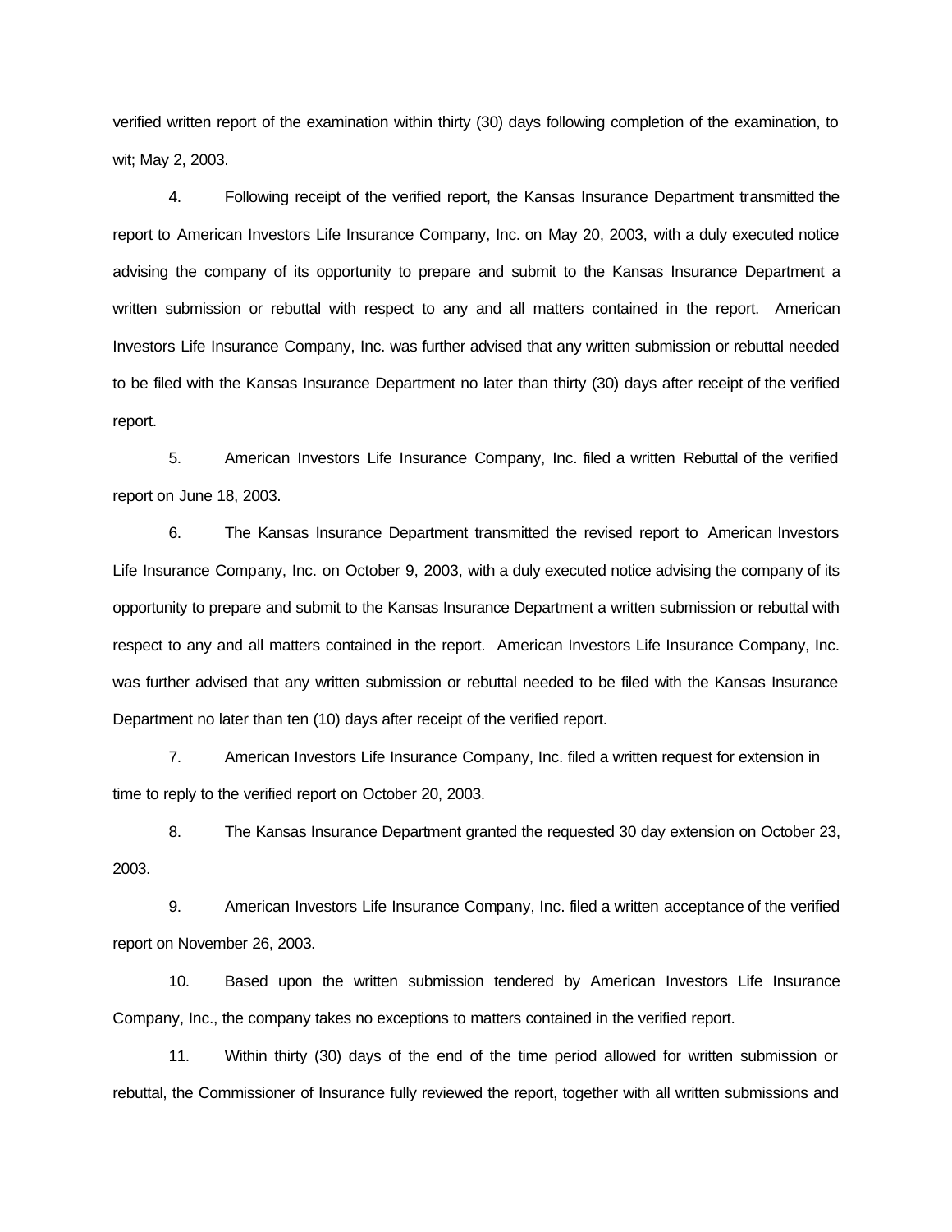verified written report of the examination within thirty (30) days following completion of the examination, to wit; May 2, 2003.

4. Following receipt of the verified report, the Kansas Insurance Department transmitted the report to American Investors Life Insurance Company, Inc. on May 20, 2003, with a duly executed notice advising the company of its opportunity to prepare and submit to the Kansas Insurance Department a written submission or rebuttal with respect to any and all matters contained in the report. American Investors Life Insurance Company, Inc. was further advised that any written submission or rebuttal needed to be filed with the Kansas Insurance Department no later than thirty (30) days after receipt of the verified report.

5. American Investors Life Insurance Company, Inc. filed a written Rebuttal of the verified report on June 18, 2003.

6. The Kansas Insurance Department transmitted the revised report to American Investors Life Insurance Company, Inc. on October 9, 2003, with a duly executed notice advising the company of its opportunity to prepare and submit to the Kansas Insurance Department a written submission or rebuttal with respect to any and all matters contained in the report. American Investors Life Insurance Company, Inc. was further advised that any written submission or rebuttal needed to be filed with the Kansas Insurance Department no later than ten (10) days after receipt of the verified report.

7. American Investors Life Insurance Company, Inc. filed a written request for extension in time to reply to the verified report on October 20, 2003.

8. The Kansas Insurance Department granted the requested 30 day extension on October 23, 2003.

9. American Investors Life Insurance Company, Inc. filed a written acceptance of the verified report on November 26, 2003.

10. Based upon the written submission tendered by American Investors Life Insurance Company, Inc., the company takes no exceptions to matters contained in the verified report.

11. Within thirty (30) days of the end of the time period allowed for written submission or rebuttal, the Commissioner of Insurance fully reviewed the report, together with all written submissions and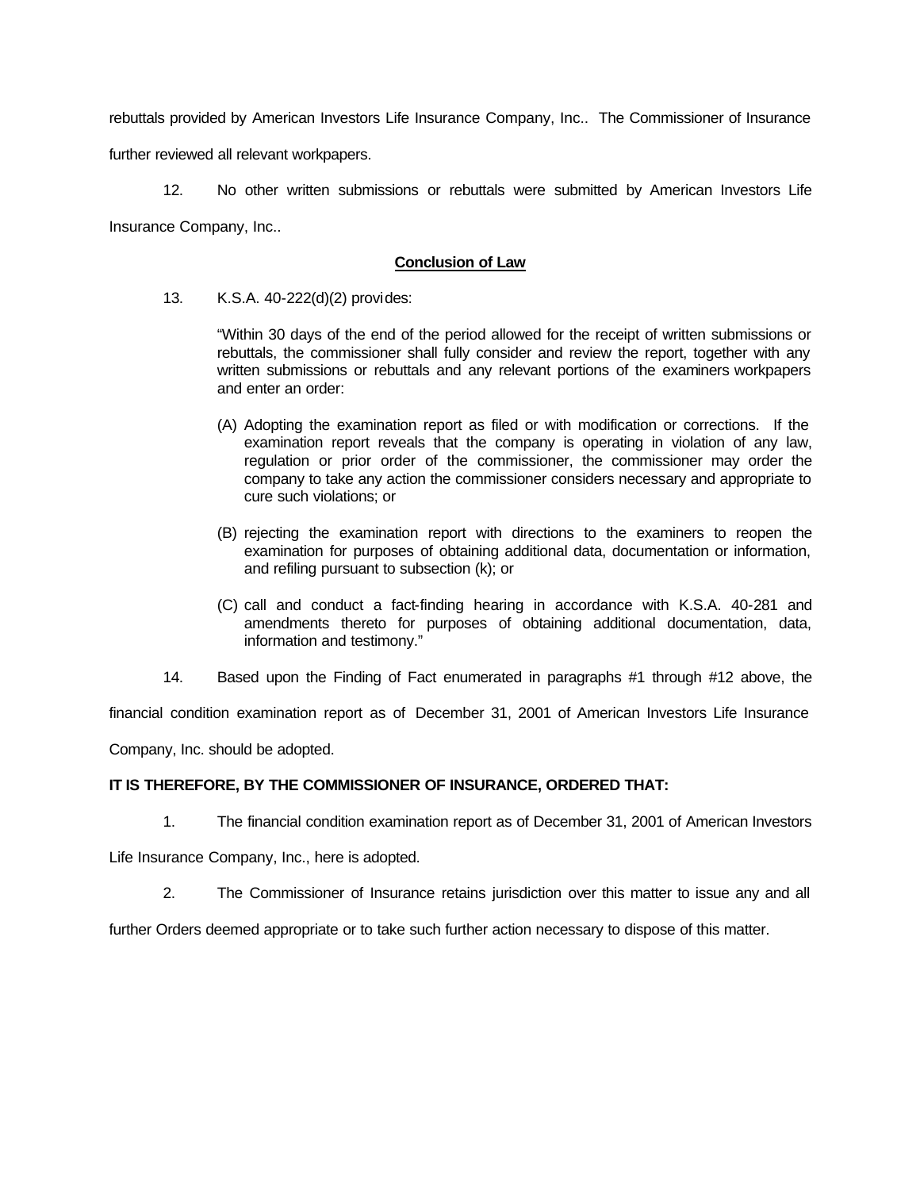rebuttals provided by American Investors Life Insurance Company, Inc.. The Commissioner of Insurance further reviewed all relevant workpapers.

12. No other written submissions or rebuttals were submitted by American Investors Life Insurance Company, Inc..

## Conclusion of Law

13. K.S.A. 40-222(d)(2) provides:

> "Within 30 days of the end of the period allowed for the receipt of written submissions or rebuttals, the commissioner shall fully consider and review the report, together with any written submissions or rebuttals and any relevant portions of the examiners workpapers and enter an order:
>
> (A) Adopting the examination report as filed or with modification or corrections. If the examination report reveals that the company is operating in violation of any law, regulation or prior order of the commissioner, the commissioner may order the company to take any action the commissioner considers necessary and appropriate to cure such violations; or
>
> (B) rejecting the examination report with directions to the examiners to reopen the examination for purposes of obtaining additional data, documentation or information, and refiling pursuant to subsection (k); or
>
> (C) call and conduct a fact-finding hearing in accordance with K.S.A. 40-281 and amendments thereto for purposes of obtaining additional documentation, data, information and testimony."

14. Based upon the Finding of Fact enumerated in paragraphs #1 through #12 above, the financial condition examination report as of December 31, 2001 of American Investors Life Insurance Company, Inc. should be adopted.

**IT IS THEREFORE, BY THE COMMISSIONER OF INSURANCE, ORDERED THAT:**

1. The financial condition examination report as of December 31, 2001 of American Investors Life Insurance Company, Inc., here is adopted.

2. The Commissioner of Insurance retains jurisdiction over this matter to issue any and all further Orders deemed appropriate or to take such further action necessary to dispose of this matter.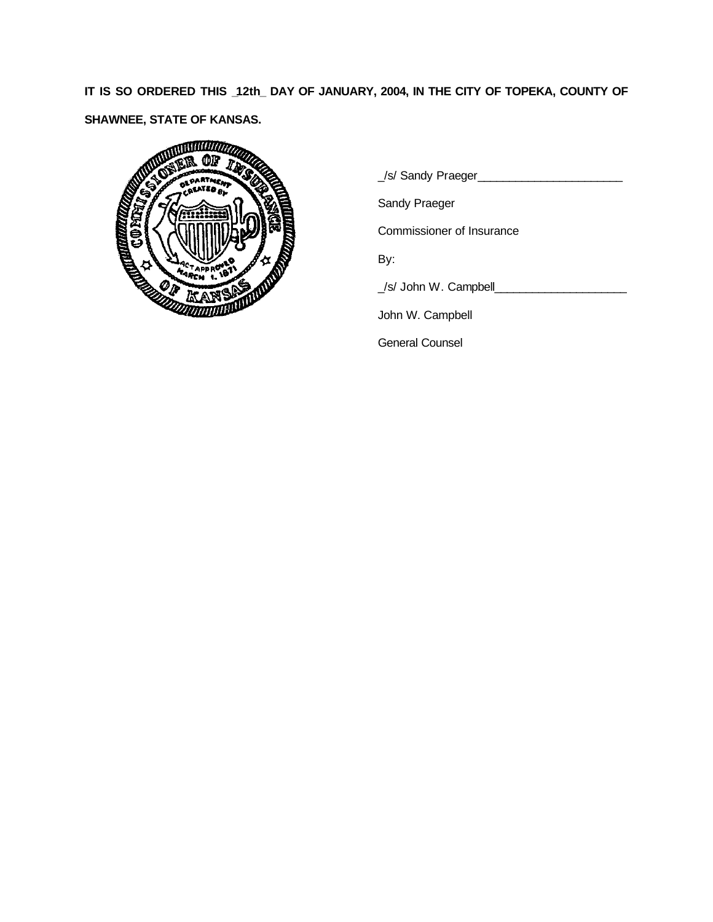**IT IS SO ORDERED THIS _12th_ DAY OF JANUARY, 2004, IN THE CITY OF TOPEKA, COUNTY OF SHAWNEE, STATE OF KANSAS.**

_/s/ Sandy Praeger______________________

Sandy Praeger

Commissioner of Insurance

By:

_/s/ John W. Campbell____________________

John W. Campbell

General Counsel